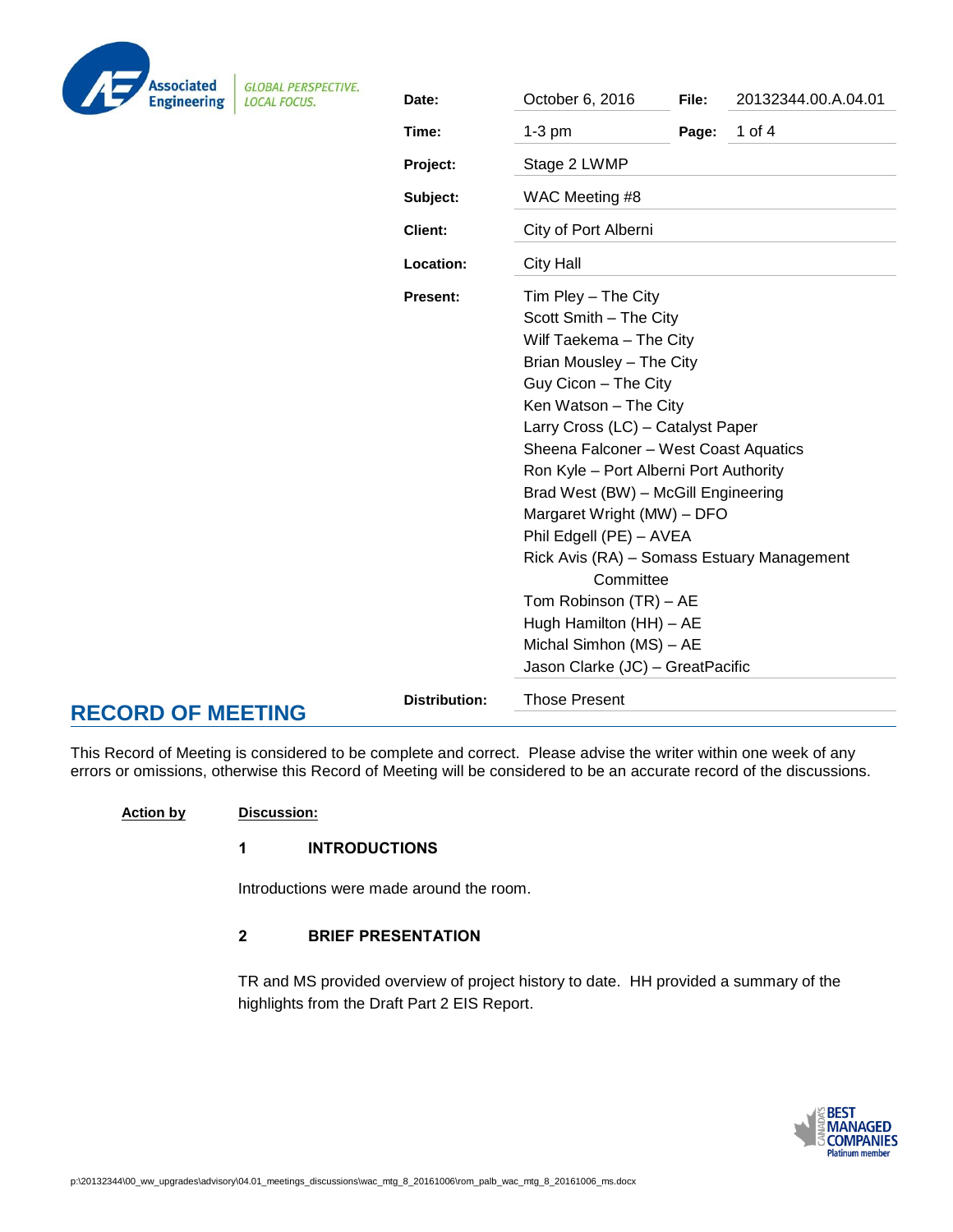Associated Engineering — GLOBAL PERSPECTIVE. LOCAL FOCUS.

| | | | |
|---|---|---|---|
| **Date:** | October 6, 2016 | **File:** | 20132344.00.A.04.01 |
| **Time:** | 1-3 pm | **Page:** | 1 of 4 |
| **Project:** | Stage 2 LWMP | | |
| **Subject:** | WAC Meeting #8 | | |
| **Client:** | City of Port Alberni | | |
| **Location:** | City Hall | | |
| **Present:** | Tim Pley – The City<br>Scott Smith – The City<br>Wilf Taekema – The City<br>Brian Mousley – The City<br>Guy Cicon – The City<br>Ken Watson – The City<br>Larry Cross (LC) – Catalyst Paper<br>Sheena Falconer – West Coast Aquatics<br>Ron Kyle – Port Alberni Port Authority<br>Brad West (BW) – McGill Engineering<br>Margaret Wright (MW) – DFO<br>Phil Edgell (PE) – AVEA<br>Rick Avis (RA) – Somass Estuary Management Committee<br>Tom Robinson (TR) – AE<br>Hugh Hamilton (HH) – AE<br>Michal Simhon (MS) – AE<br>Jason Clarke (JC) – GreatPacific | | |
| **Distribution:** | Those Present | | |

# RECORD OF MEETING

This Record of Meeting is considered to be complete and correct. Please advise the writer within one week of any errors or omissions, otherwise this Record of Meeting will be considered to be an accurate record of the discussions.

**Action by** | **Discussion:**

### 1 INTRODUCTIONS

Introductions were made around the room.

### 2 BRIEF PRESENTATION

TR and MS provided overview of project history to date. HH provided a summary of the highlights from the Draft Part 2 EIS Report.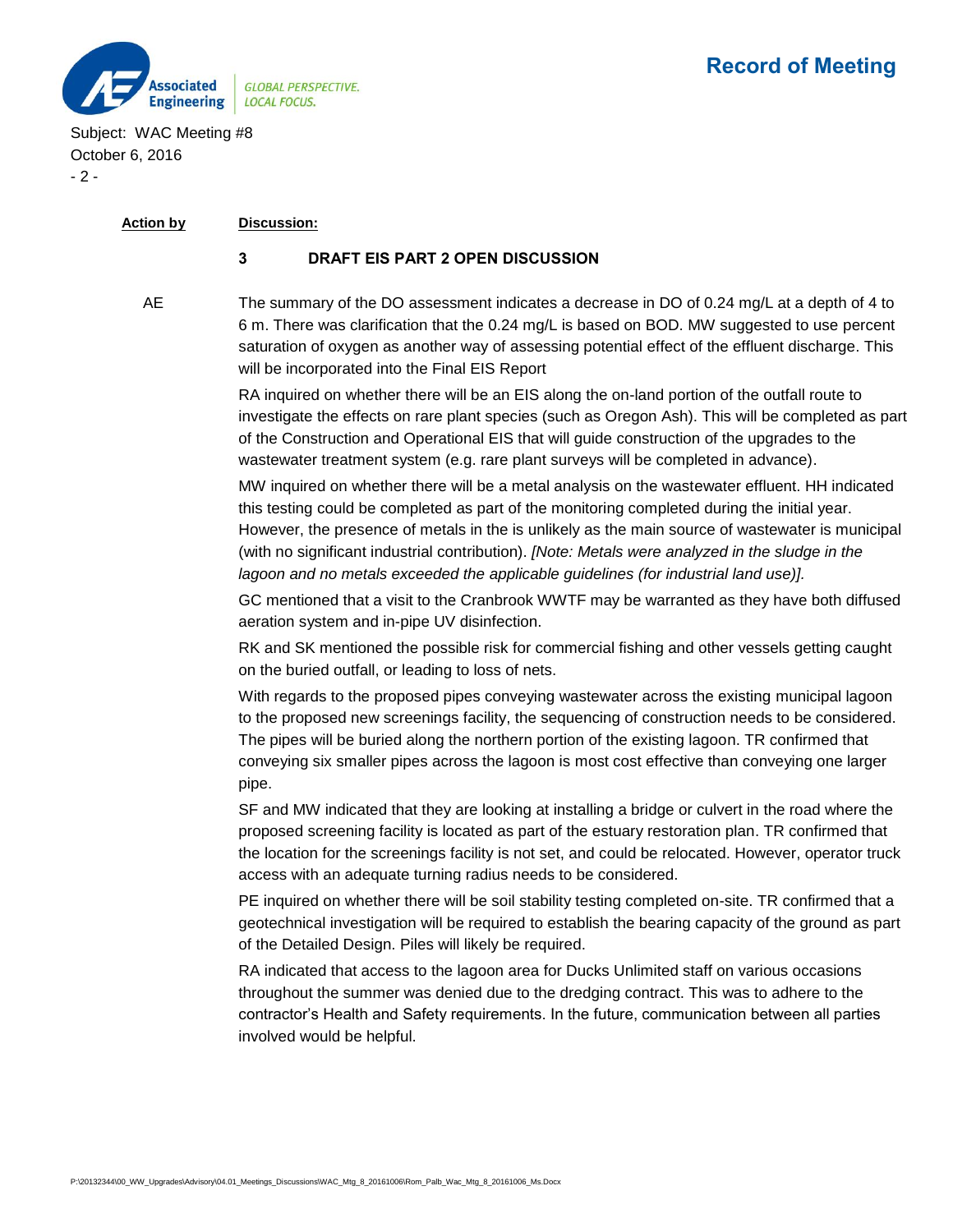| Action by | Discussion: |
| --- | --- |
| | **3 DRAFT EIS PART 2 OPEN DISCUSSION** |
| AE | The summary of the DO assessment indicates a decrease in DO of 0.24 mg/L at a depth of 4 to 6 m. There was clarification that the 0.24 mg/L is based on BOD. MW suggested to use percent saturation of oxygen as another way of assessing potential effect of the effluent discharge. This will be incorporated into the Final EIS Report |
| | RA inquired on whether there will be an EIS along the on-land portion of the outfall route to investigate the effects on rare plant species (such as Oregon Ash). This will be completed as part of the Construction and Operational EIS that will guide construction of the upgrades to the wastewater treatment system (e.g. rare plant surveys will be completed in advance). |
| | MW inquired on whether there will be a metal analysis on the wastewater effluent. HH indicated this testing could be completed as part of the monitoring completed during the initial year. However, the presence of metals in the is unlikely as the main source of wastewater is municipal (with no significant industrial contribution). *[Note: Metals were analyzed in the sludge in the lagoon and no metals exceeded the applicable guidelines (for industrial land use)].* |
| | GC mentioned that a visit to the Cranbrook WWTF may be warranted as they have both diffused aeration system and in-pipe UV disinfection. |
| | RK and SK mentioned the possible risk for commercial fishing and other vessels getting caught on the buried outfall, or leading to loss of nets. |
| | With regards to the proposed pipes conveying wastewater across the existing municipal lagoon to the proposed new screenings facility, the sequencing of construction needs to be considered. The pipes will be buried along the northern portion of the existing lagoon. TR confirmed that conveying six smaller pipes across the lagoon is most cost effective than conveying one larger pipe. |
| | SF and MW indicated that they are looking at installing a bridge or culvert in the road where the proposed screening facility is located as part of the estuary restoration plan. TR confirmed that the location for the screenings facility is not set, and could be relocated. However, operator truck access with an adequate turning radius needs to be considered. |
| | PE inquired on whether there will be soil stability testing completed on-site. TR confirmed that a geotechnical investigation will be required to establish the bearing capacity of the ground as part of the Detailed Design. Piles will likely be required. |
| | RA indicated that access to the lagoon area for Ducks Unlimited staff on various occasions throughout the summer was denied due to the dredging contract. This was to adhere to the contractor's Health and Safety requirements. In the future, communication between all parties involved would be helpful. |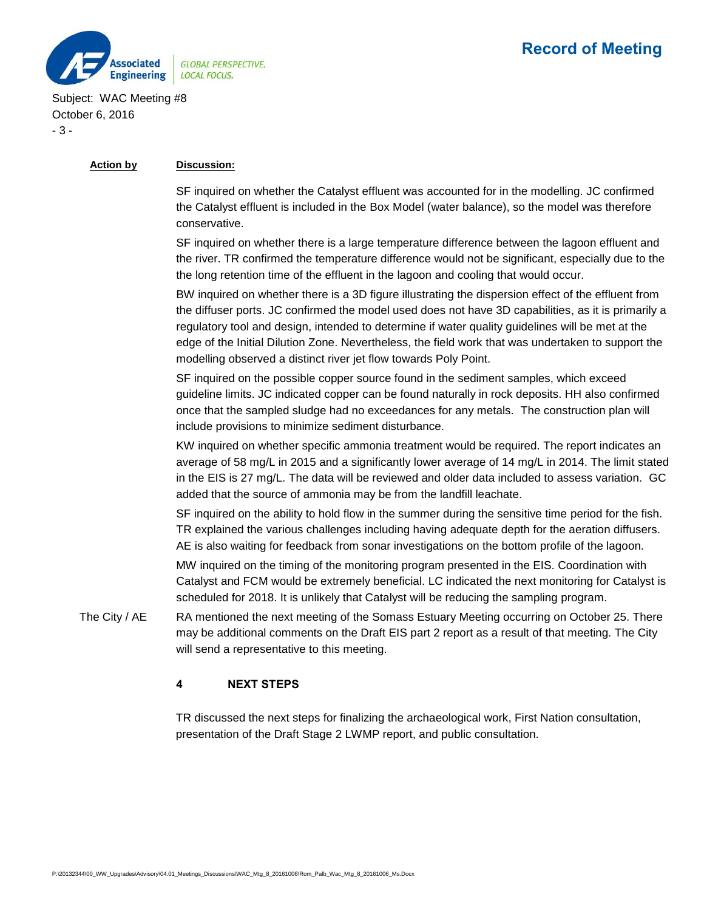| Action by | Discussion: |
|---|---|
| | SF inquired on whether the Catalyst effluent was accounted for in the modelling. JC confirmed the Catalyst effluent is included in the Box Model (water balance), so the model was therefore conservative. |
| | SF inquired on whether there is a large temperature difference between the lagoon effluent and the river. TR confirmed the temperature difference would not be significant, especially due to the the long retention time of the effluent in the lagoon and cooling that would occur. |
| | BW inquired on whether there is a 3D figure illustrating the dispersion effect of the effluent from the diffuser ports. JC confirmed the model used does not have 3D capabilities, as it is primarily a regulatory tool and design, intended to determine if water quality guidelines will be met at the edge of the Initial Dilution Zone. Nevertheless, the field work that was undertaken to support the modelling observed a distinct river jet flow towards Poly Point. |
| | SF inquired on the possible copper source found in the sediment samples, which exceed guideline limits. JC indicated copper can be found naturally in rock deposits. HH also confirmed once that the sampled sludge had no exceedances for any metals. The construction plan will include provisions to minimize sediment disturbance. |
| | KW inquired on whether specific ammonia treatment would be required. The report indicates an average of 58 mg/L in 2015 and a significantly lower average of 14 mg/L in 2014. The limit stated in the EIS is 27 mg/L. The data will be reviewed and older data included to assess variation. GC added that the source of ammonia may be from the landfill leachate. |
| | SF inquired on the ability to hold flow in the summer during the sensitive time period for the fish. TR explained the various challenges including having adequate depth for the aeration diffusers. AE is also waiting for feedback from sonar investigations on the bottom profile of the lagoon. |
| | MW inquired on the timing of the monitoring program presented in the EIS. Coordination with Catalyst and FCM would be extremely beneficial. LC indicated the next monitoring for Catalyst is scheduled for 2018. It is unlikely that Catalyst will be reducing the sampling program. |
| The City / AE | RA mentioned the next meeting of the Somass Estuary Meeting occurring on October 25. There may be additional comments on the Draft EIS part 2 report as a result of that meeting. The City will send a representative to this meeting. |

## 4 NEXT STEPS

TR discussed the next steps for finalizing the archaeological work, First Nation consultation, presentation of the Draft Stage 2 LWMP report, and public consultation.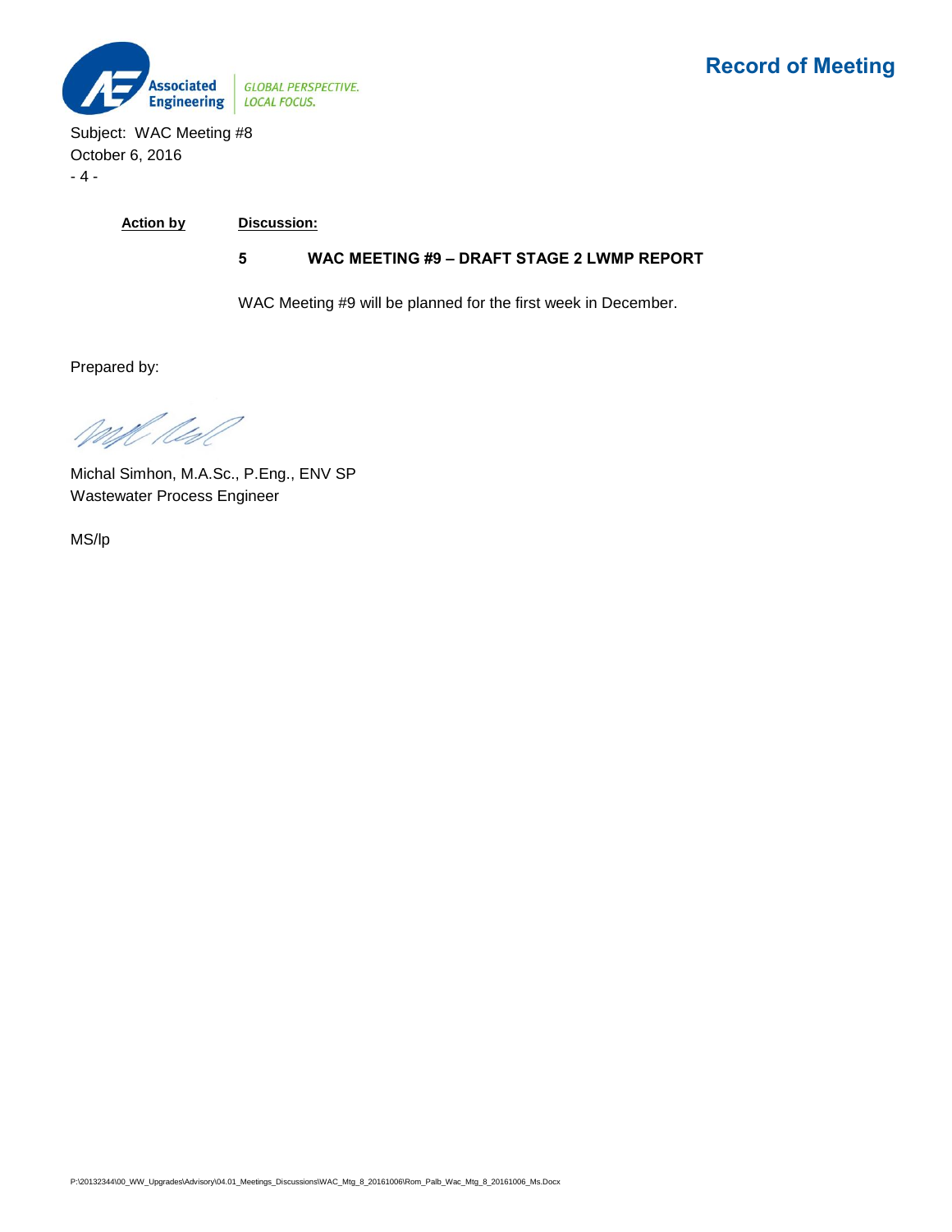| Action by | Discussion: |
| --- | --- |
| | **5 WAC MEETING #9 – DRAFT STAGE 2 LWMP REPORT** |
| | WAC Meeting #9 will be planned for the first week in December. |

Prepared by:

Michal Simhon, M.A.Sc., P.Eng., ENV SP
Wastewater Process Engineer

MS/lp

P:\20132344\00_WW_Upgrades\Advisory\04.01_Meetings_Discussions\WAC_Mtg_8_20161006\Rom_Palb_Wac_Mtg_8_20161006_Ms.Docx